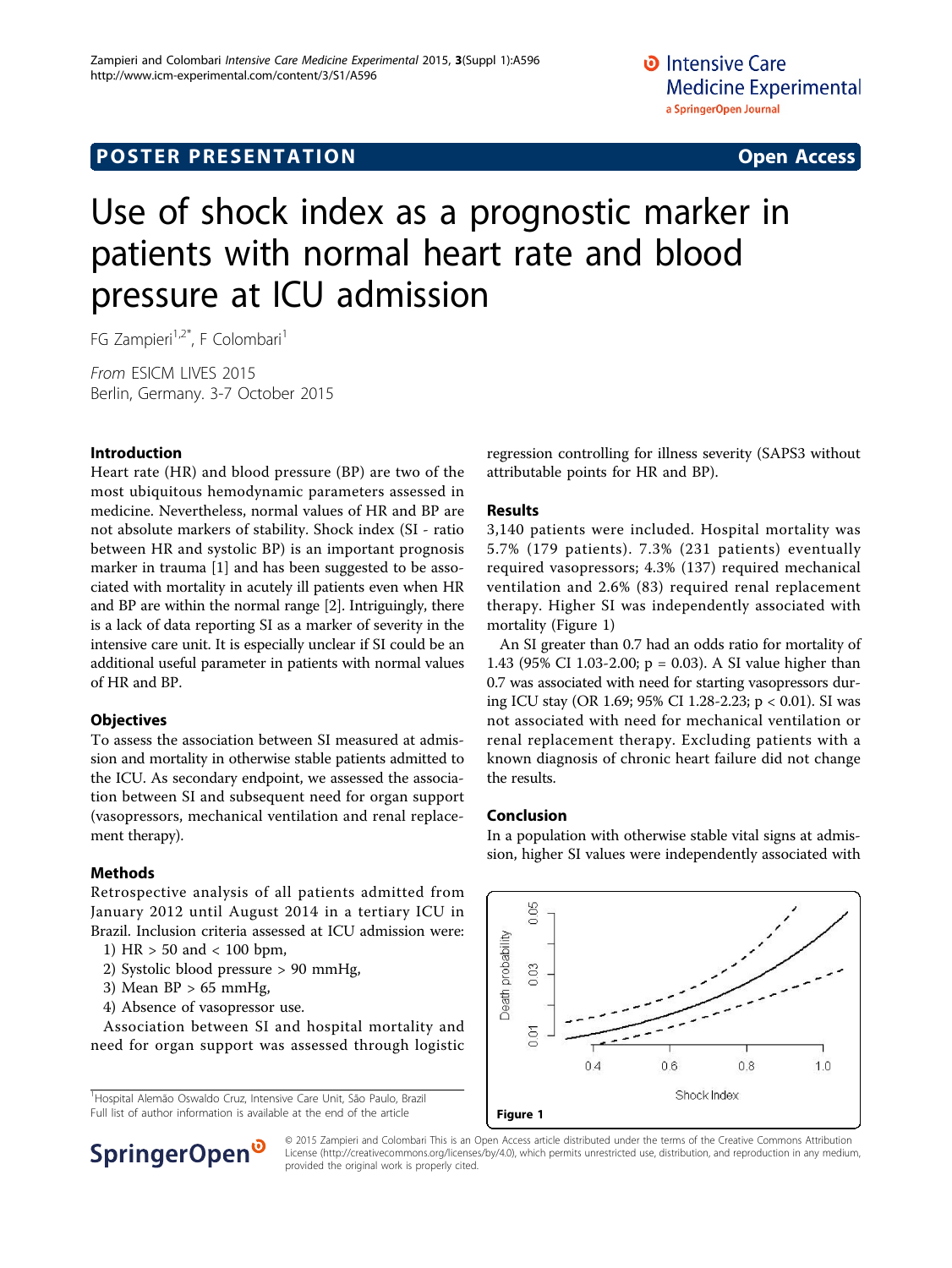POSTER PRESENTATION **Open Access**

# Use of shock index as a prognostic marker in patients with normal heart rate and blood pressure at ICU admission

FG Zampieri[1,2*], F Colombari[1]

*From* ESICM LIVES 2015
Berlin, Germany. 3-7 October 2015

## Introduction

Heart rate (HR) and blood pressure (BP) are two of the most ubiquitous hemodynamic parameters assessed in medicine. Nevertheless, normal values of HR and BP are not absolute markers of stability. Shock index (SI - ratio between HR and systolic BP) is an important prognosis marker in trauma [1] and has been suggested to be associated with mortality in acutely ill patients even when HR and BP are within the normal range [2]. Intriguingly, there is a lack of data reporting SI as a marker of severity in the intensive care unit. It is especially unclear if SI could be an additional useful parameter in patients with normal values of HR and BP.

## Objectives

To assess the association between SI measured at admission and mortality in otherwise stable patients admitted to the ICU. As secondary endpoint, we assessed the association between SI and subsequent need for organ support (vasopressors, mechanical ventilation and renal replacement therapy).

## Methods

Retrospective analysis of all patients admitted from January 2012 until August 2014 in a tertiary ICU in Brazil. Inclusion criteria assessed at ICU admission were:

1) HR > 50 and < 100 bpm,
2) Systolic blood pressure > 90 mmHg,
3) Mean BP > 65 mmHg,
4) Absence of vasopressor use.

Association between SI and hospital mortality and need for organ support was assessed through logistic regression controlling for illness severity (SAPS3 without attributable points for HR and BP).

## Results

3,140 patients were included. Hospital mortality was 5.7% (179 patients). 7.3% (231 patients) eventually required vasopressors; 4.3% (137) required mechanical ventilation and 2.6% (83) required renal replacement therapy. Higher SI was independently associated with mortality (Figure 1)

An SI greater than 0.7 had an odds ratio for mortality of 1.43 (95% CI 1.03-2.00; p = 0.03). A SI value higher than 0.7 was associated with need for starting vasopressors during ICU stay (OR 1.69; 95% CI 1.28-2.23; p < 0.01). SI was not associated with need for mechanical ventilation or renal replacement therapy. Excluding patients with a known diagnosis of chronic heart failure did not change the results.

## Conclusion

In a population with otherwise stable vital signs at admission, higher SI values were independently associated with

**Figure 1**

[1]Hospital Alemão Oswaldo Cruz, Intensive Care Unit, São Paulo, Brazil
Full list of author information is available at the end of the article

© 2015 Zampieri and Colombari This is an Open Access article distributed under the terms of the Creative Commons Attribution License (http://creativecommons.org/licenses/by/4.0), which permits unrestricted use, distribution, and reproduction in any medium, provided the original work is properly cited.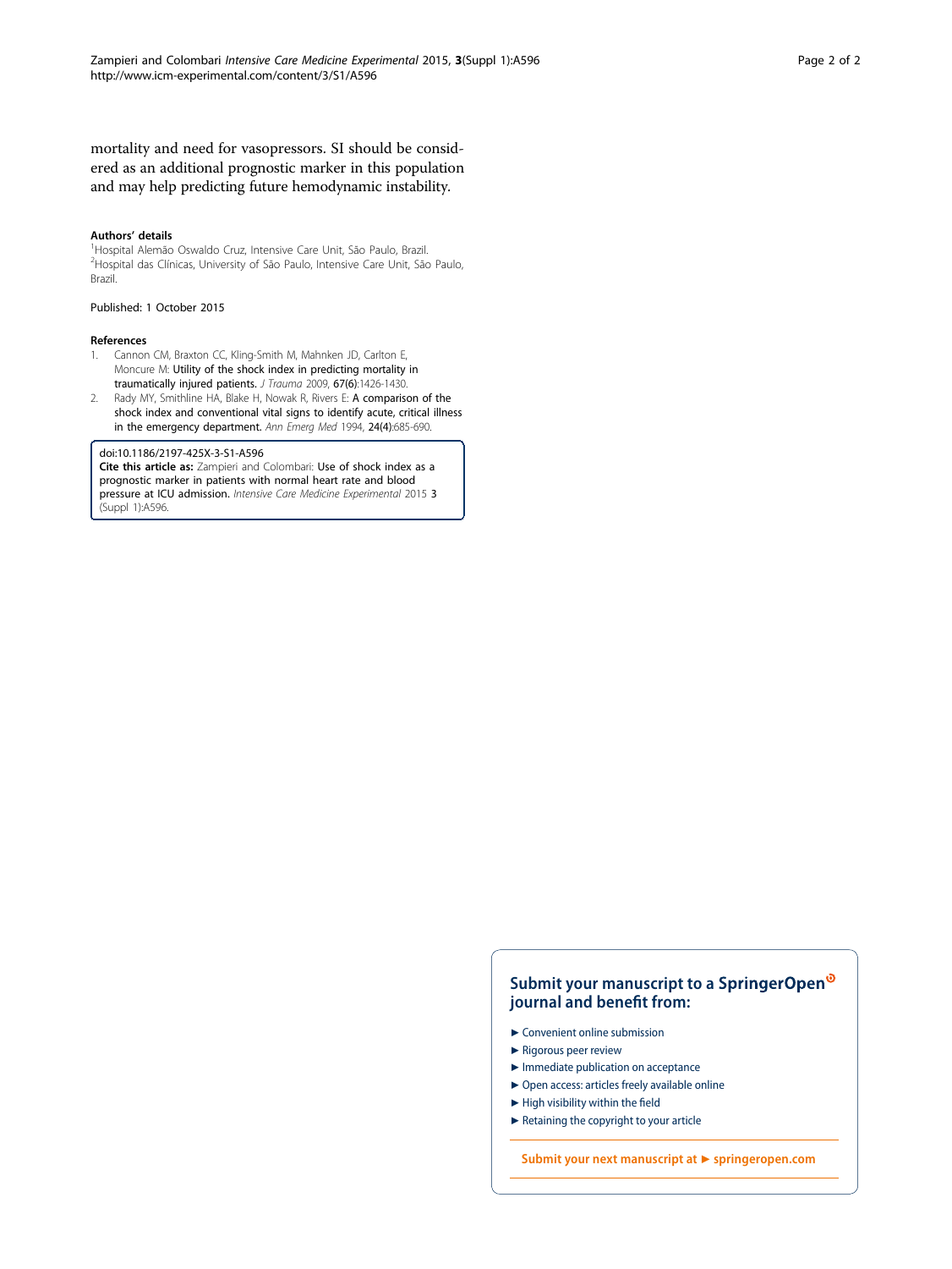mortality and need for vasopressors. SI should be considered as an additional prognostic marker in this population and may help predicting future hemodynamic instability.

#### Authors' details

[1]Hospital Alemão Oswaldo Cruz, Intensive Care Unit, São Paulo, Brazil. [2]Hospital das Clínicas, University of São Paulo, Intensive Care Unit, São Paulo, Brazil.

Published: 1 October 2015

#### References

1. Cannon CM, Braxton CC, Kling-Smith M, Mahnken JD, Carlton E, Moncure M: **Utility of the shock index in predicting mortality in traumatically injured patients.** *J Trauma* 2009, **67(6)**:1426-1430.
2. Rady MY, Smithline HA, Blake H, Nowak R, Rivers E: **A comparison of the shock index and conventional vital signs to identify acute, critical illness in the emergency department.** *Ann Emerg Med* 1994, **24(4)**:685-690.

doi:10.1186/2197-425X-3-S1-A596

**Cite this article as:** Zampieri and Colombari: **Use of shock index as a prognostic marker in patients with normal heart rate and blood pressure at ICU admission.** *Intensive Care Medicine Experimental* 2015 **3** (Suppl 1):A596.

**Submit your manuscript to a SpringerOpen journal and benefit from:**

- ► Convenient online submission
- ► Rigorous peer review
- ► Immediate publication on acceptance
- ► Open access: articles freely available online
- ► High visibility within the field
- ► Retaining the copyright to your article

**Submit your next manuscript at ► springeropen.com**